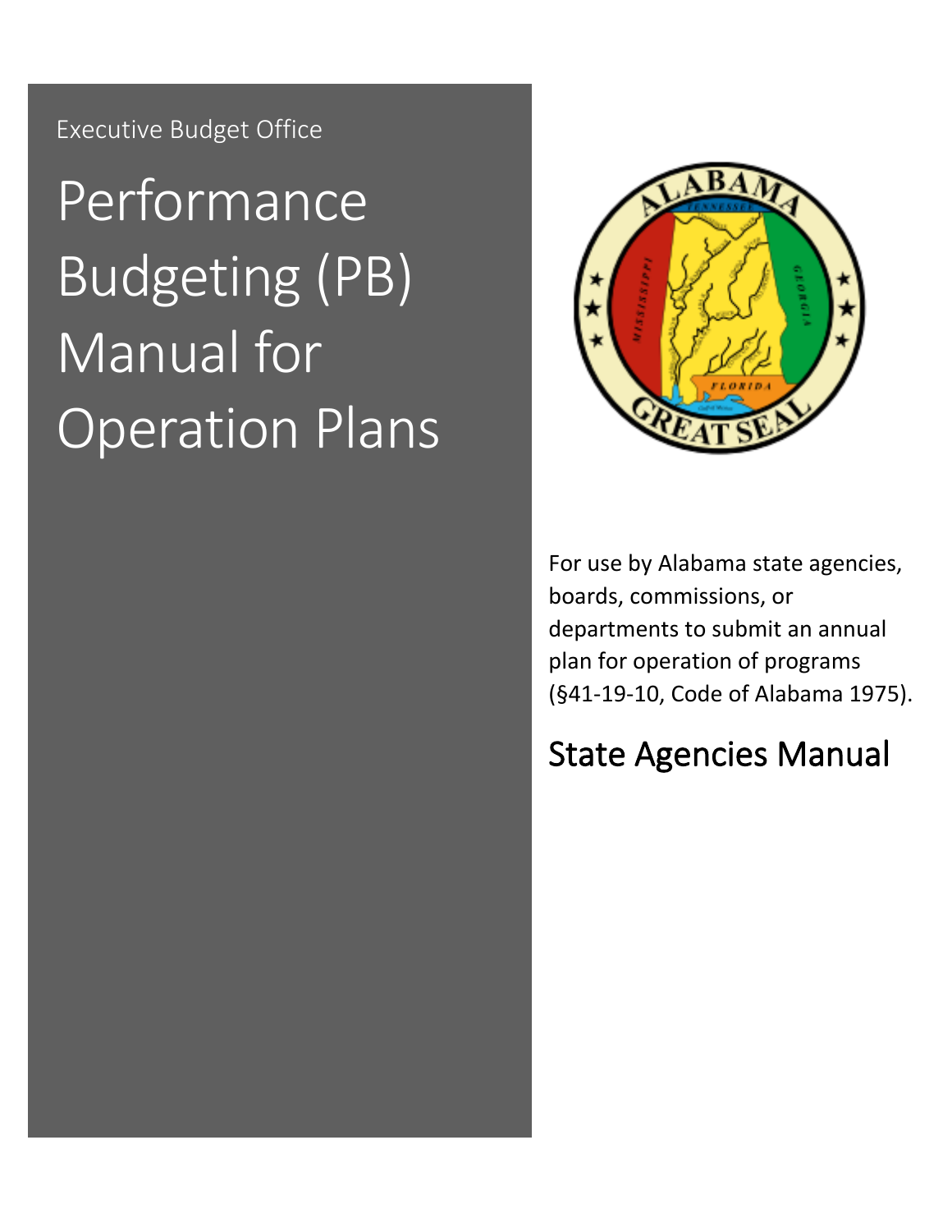Executive Budget Office

# Performance Budgeting (PB) Manual for Operation Plans

For use by Alabama state agencies, boards, commissions, or departments to submit an annual plan for operation of programs (§41-19-10, Code of Alabama 1975).

## State Agencies Manual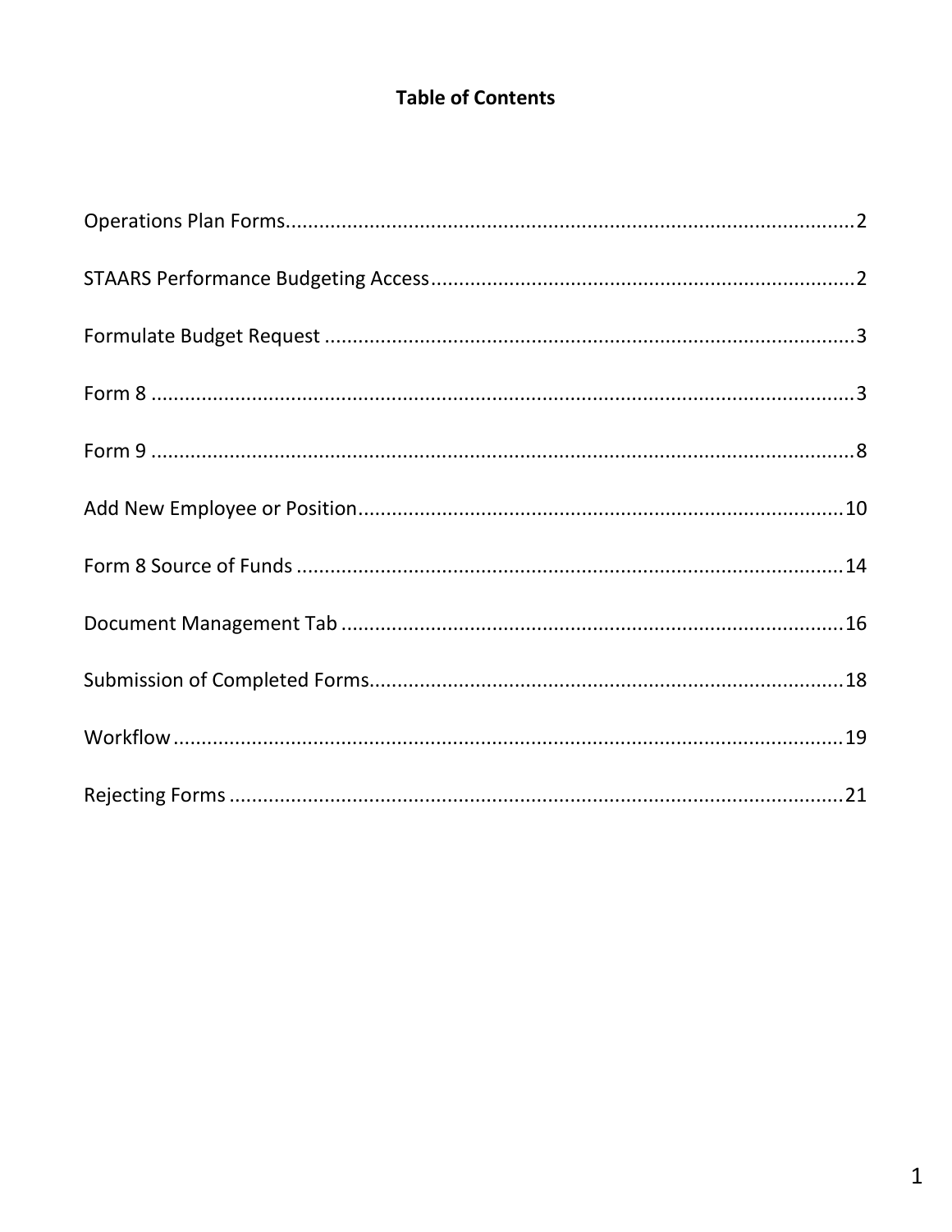# Table of Contents

| Section | Page |
|---|---|
| Operations Plan Forms | 2 |
| STAARS Performance Budgeting Access | 2 |
| Formulate Budget Request | 3 |
| Form 8 | 3 |
| Form 9 | 8 |
| Add New Employee or Position | 10 |
| Form 8 Source of Funds | 14 |
| Document Management Tab | 16 |
| Submission of Completed Forms | 18 |
| Workflow | 19 |
| Rejecting Forms | 21 |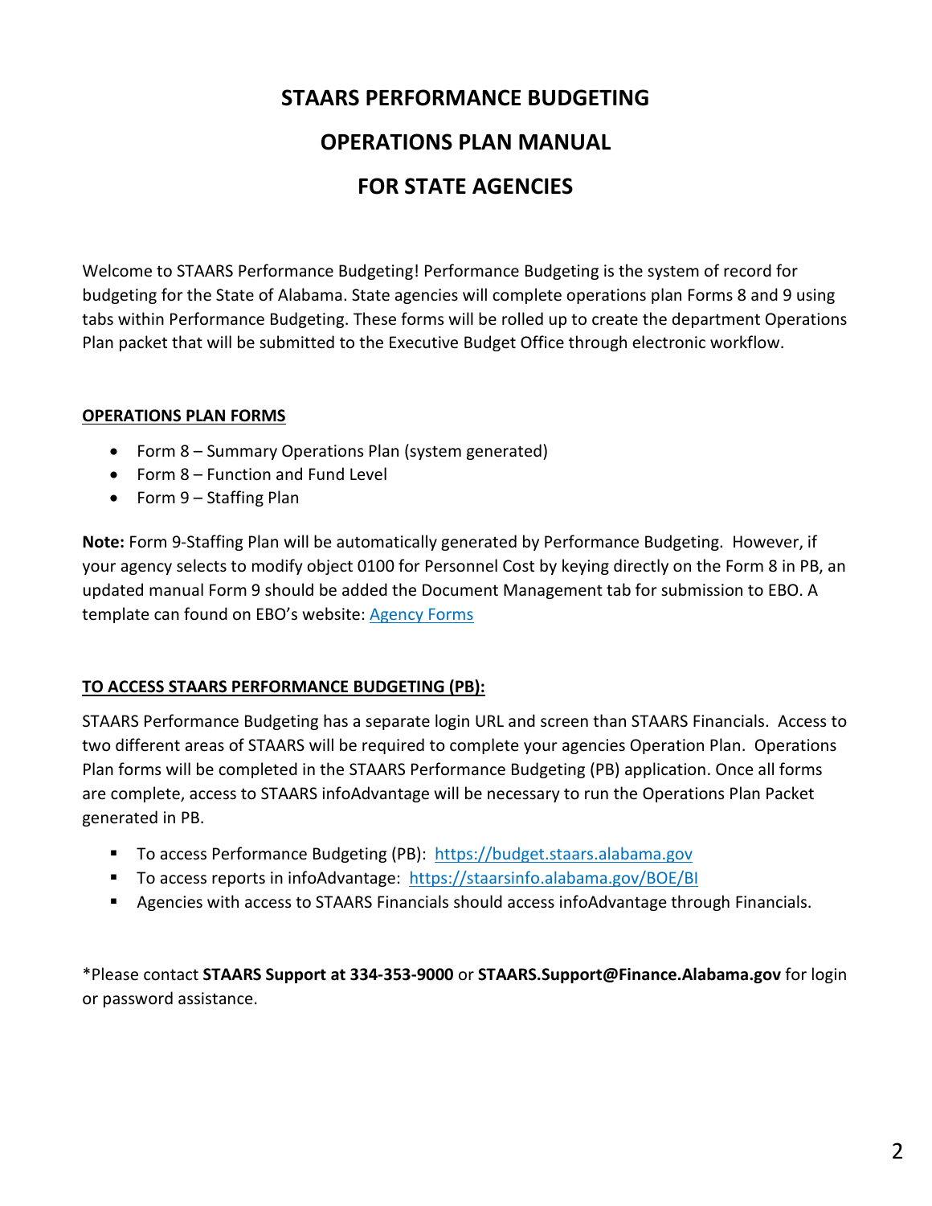# STAARS PERFORMANCE BUDGETING

# OPERATIONS PLAN MANUAL

# FOR STATE AGENCIES

Welcome to STAARS Performance Budgeting! Performance Budgeting is the system of record for budgeting for the State of Alabama. State agencies will complete operations plan Forms 8 and 9 using tabs within Performance Budgeting. These forms will be rolled up to create the department Operations Plan packet that will be submitted to the Executive Budget Office through electronic workflow.

## OPERATIONS PLAN FORMS

- Form 8 – Summary Operations Plan (system generated)
- Form 8 – Function and Fund Level
- Form 9 – Staffing Plan

**Note:** Form 9-Staffing Plan will be automatically generated by Performance Budgeting. However, if your agency selects to modify object 0100 for Personnel Cost by keying directly on the Form 8 in PB, an updated manual Form 9 should be added the Document Management tab for submission to EBO. A template can found on EBO's website: Agency Forms

## TO ACCESS STAARS PERFORMANCE BUDGETING (PB):

STAARS Performance Budgeting has a separate login URL and screen than STAARS Financials. Access to two different areas of STAARS will be required to complete your agencies Operation Plan. Operations Plan forms will be completed in the STAARS Performance Budgeting (PB) application. Once all forms are complete, access to STAARS infoAdvantage will be necessary to run the Operations Plan Packet generated in PB.

- To access Performance Budgeting (PB): https://budget.staars.alabama.gov
- To access reports in infoAdvantage: https://staarsinfo.alabama.gov/BOE/BI
- Agencies with access to STAARS Financials should access infoAdvantage through Financials.

*Please contact **STAARS Support at 334-353-9000** or **STAARS.Support@Finance.Alabama.gov** for login or password assistance.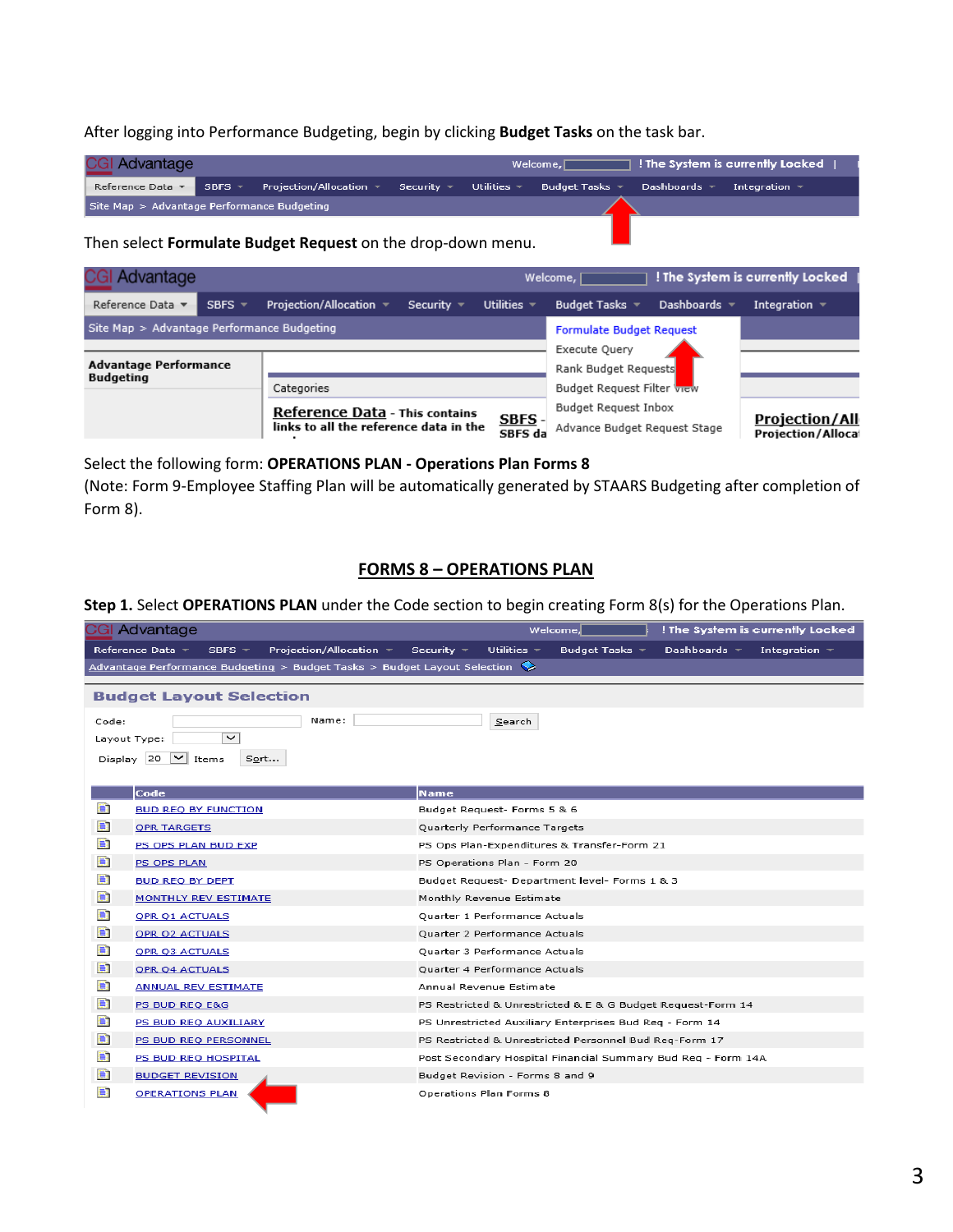After logging into Performance Budgeting, begin by clicking **Budget Tasks** on the task bar.

Then select **Formulate Budget Request** on the drop-down menu.

Select the following form: **OPERATIONS PLAN - Operations Plan Forms 8**
(Note: Form 9-Employee Staffing Plan will be automatically generated by STAARS Budgeting after completion of Form 8).

## FORMS 8 – OPERATIONS PLAN

**Step 1.** Select **OPERATIONS PLAN** under the Code section to begin creating Form 8(s) for the Operations Plan.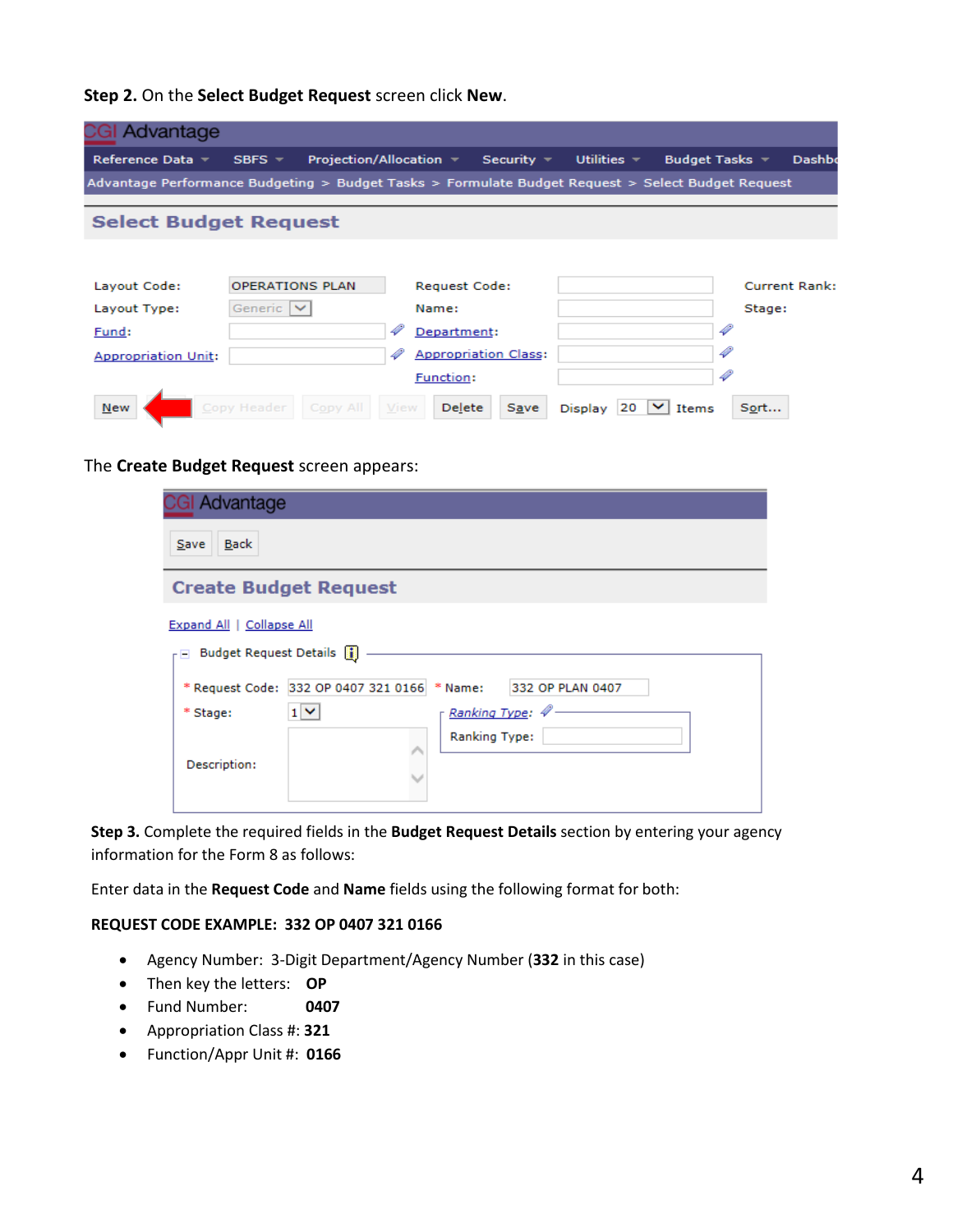**Step 2.** On the **Select Budget Request** screen click **New**.

The **Create Budget Request** screen appears:

**Step 3.** Complete the required fields in the **Budget Request Details** section by entering your agency information for the Form 8 as follows:

Enter data in the **Request Code** and **Name** fields using the following format for both:

**REQUEST CODE EXAMPLE: 332 OP 0407 321 0166**

- Agency Number: 3-Digit Department/Agency Number (**332** in this case)
- Then key the letters: **OP**
- Fund Number: **0407**
- Appropriation Class #: **321**
- Function/Appr Unit #: **0166**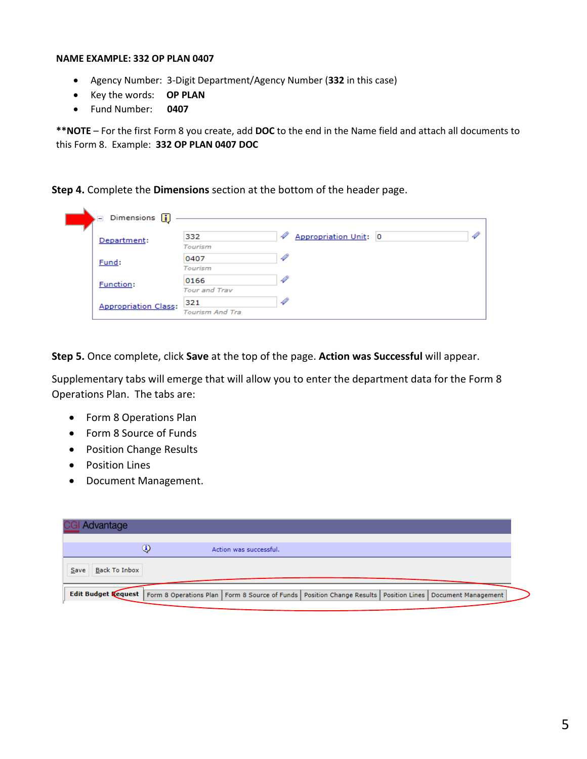**NAME EXAMPLE: 332 OP PLAN 0407**

- Agency Number: 3-Digit Department/Agency Number (**332** in this case)
- Key the words: **OP PLAN**
- Fund Number: **0407**

****NOTE** – For the first Form 8 you create, add **DOC** to the end in the Name field and attach all documents to this Form 8. Example: **332 OP PLAN 0407 DOC**

**Step 4.** Complete the **Dimensions** section at the bottom of the header page.

**Step 5.** Once complete, click **Save** at the top of the page. **Action was Successful** will appear.

Supplementary tabs will emerge that will allow you to enter the department data for the Form 8 Operations Plan. The tabs are:

- Form 8 Operations Plan
- Form 8 Source of Funds
- Position Change Results
- Position Lines
- Document Management.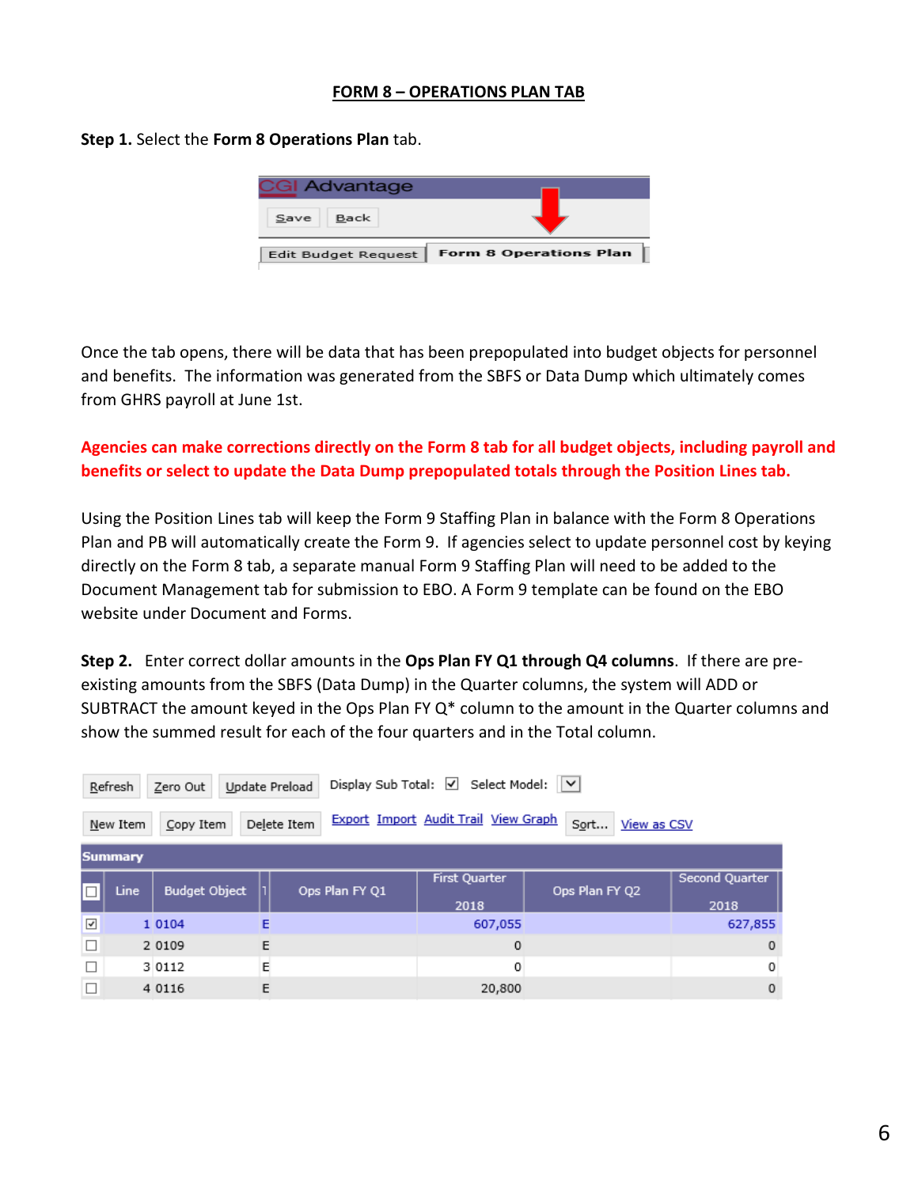# FORM 8 – OPERATIONS PLAN TAB

**Step 1.** Select the **Form 8 Operations Plan** tab.

Once the tab opens, there will be data that has been prepopulated into budget objects for personnel and benefits. The information was generated from the SBFS or Data Dump which ultimately comes from GHRS payroll at June 1st.

**Agencies can make corrections directly on the Form 8 tab for all budget objects, including payroll and benefits or select to update the Data Dump prepopulated totals through the Position Lines tab.**

Using the Position Lines tab will keep the Form 9 Staffing Plan in balance with the Form 8 Operations Plan and PB will automatically create the Form 9. If agencies select to update personnel cost by keying directly on the Form 8 tab, a separate manual Form 9 Staffing Plan will need to be added to the Document Management tab for submission to EBO. A Form 9 template can be found on the EBO website under Document and Forms.

**Step 2.** Enter correct dollar amounts in the **Ops Plan FY Q1 through Q4 columns**. If there are pre-existing amounts from the SBFS (Data Dump) in the Quarter columns, the system will ADD or SUBTRACT the amount keyed in the Ops Plan FY Q* column to the amount in the Quarter columns and show the summed result for each of the four quarters and in the Total column.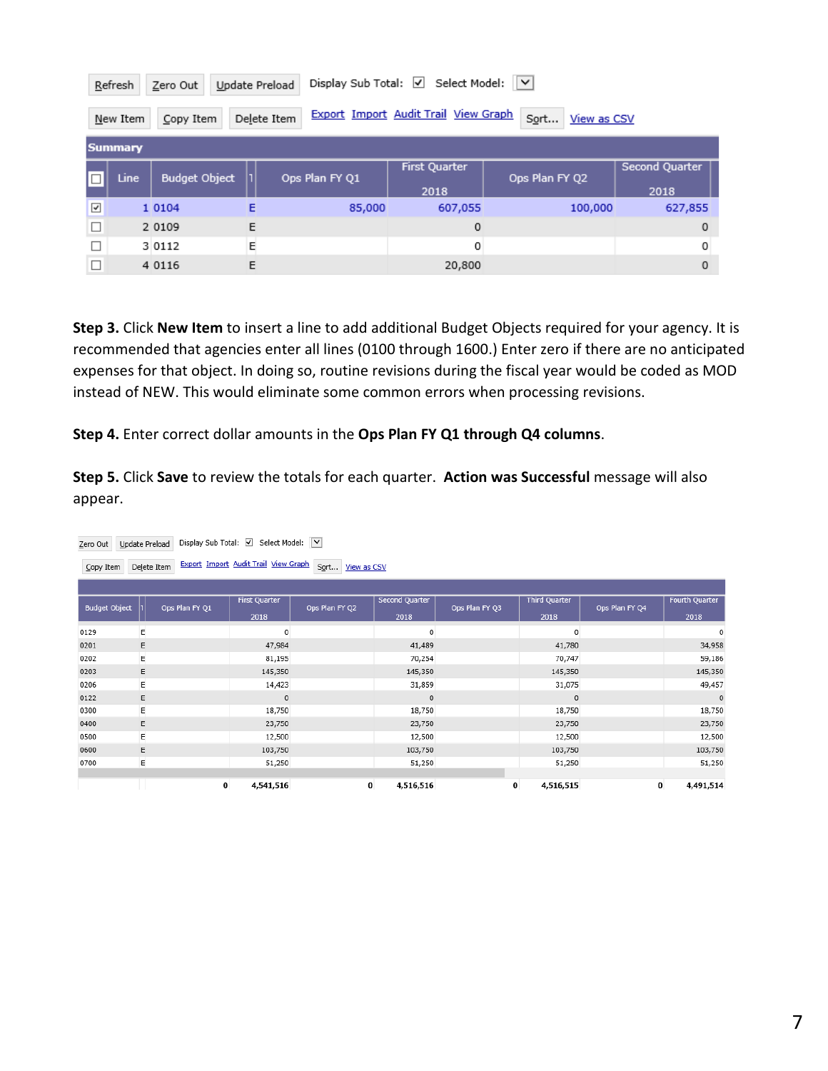Refresh | Zero Out | Update Preload | Display Sub Total: ☑ | Select Model:

New Item | Copy Item | Delete Item | Export | Import | Audit Trail | View Graph | Sort... | View as CSV

**Summary**

| ☐ | Line | Budget Object | 1 | Ops Plan FY Q1 | First Quarter 2018 | Ops Plan FY Q2 | Second Quarter 2018 |
|---|---|---|---|---|---|---|---|
| ☑ | 1 | 0104 | E | 85,000 | 607,055 | 100,000 | 627,855 |
| ☐ | 2 | 0109 | E | | 0 | | 0 |
| ☐ | 3 | 0112 | E | | 0 | | 0 |
| ☐ | 4 | 0116 | E | | 20,800 | | 0 |

**Step 3.** Click **New Item** to insert a line to add additional Budget Objects required for your agency. It is recommended that agencies enter all lines (0100 through 1600.) Enter zero if there are no anticipated expenses for that object. In doing so, routine revisions during the fiscal year would be coded as MOD instead of NEW. This would eliminate some common errors when processing revisions.

**Step 4.** Enter correct dollar amounts in the **Ops Plan FY Q1 through Q4 columns**.

**Step 5.** Click **Save** to review the totals for each quarter. **Action was Successful** message will also appear.

Zero Out | Update Preload | Display Sub Total: ☑ | Select Model:

Copy Item | Delete Item | Export | Import | Audit Trail | View Graph | Sort... | View as CSV

| Budget Object | 1 | Ops Plan FY Q1 | First Quarter 2018 | Ops Plan FY Q2 | Second Quarter 2018 | Ops Plan FY Q3 | Third Quarter 2018 | Ops Plan FY Q4 | Fourth Quarter 2018 |
|---|---|---|---|---|---|---|---|---|---|
| 0129 | E | | 0 | | 0 | | 0 | | 0 |
| 0201 | E | | 47,984 | | 41,489 | | 41,780 | | 34,958 |
| 0202 | E | | 81,195 | | 70,254 | | 70,747 | | 59,186 |
| 0203 | E | | 145,350 | | 145,350 | | 145,350 | | 145,350 |
| 0206 | E | | 14,423 | | 31,859 | | 31,075 | | 49,457 |
| 0122 | E | | 0 | | 0 | | 0 | | 0 |
| 0300 | E | | 18,750 | | 18,750 | | 18,750 | | 18,750 |
| 0400 | E | | 23,750 | | 23,750 | | 23,750 | | 23,750 |
| 0500 | E | | 12,500 | | 12,500 | | 12,500 | | 12,500 |
| 0600 | E | | 103,750 | | 103,750 | | 103,750 | | 103,750 |
| 0700 | E | | 51,250 | | 51,250 | | 51,250 | | 51,250 |
| | | 0 | 4,541,516 | 0 | 4,516,516 | 0 | 4,516,515 | 0 | 4,491,514 |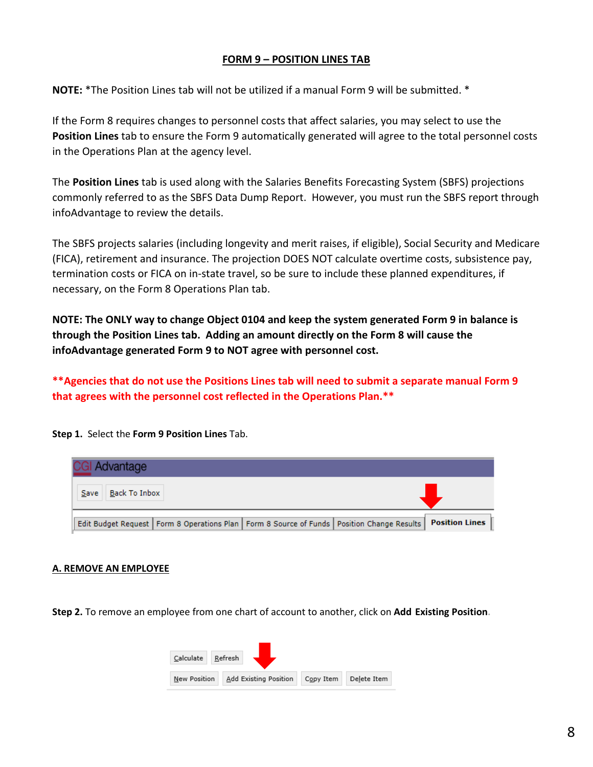# FORM 9 – POSITION LINES TAB

**NOTE:** *The Position Lines tab will not be utilized if a manual Form 9 will be submitted. *

If the Form 8 requires changes to personnel costs that affect salaries, you may select to use the **Position Lines** tab to ensure the Form 9 automatically generated will agree to the total personnel costs in the Operations Plan at the agency level.

The **Position Lines** tab is used along with the Salaries Benefits Forecasting System (SBFS) projections commonly referred to as the SBFS Data Dump Report. However, you must run the SBFS report through infoAdvantage to review the details.

The SBFS projects salaries (including longevity and merit raises, if eligible), Social Security and Medicare (FICA), retirement and insurance. The projection DOES NOT calculate overtime costs, subsistence pay, termination costs or FICA on in-state travel, so be sure to include these planned expenditures, if necessary, on the Form 8 Operations Plan tab.

**NOTE: The ONLY way to change Object 0104 and keep the system generated Form 9 in balance is through the Position Lines tab. Adding an amount directly on the Form 8 will cause the infoAdvantage generated Form 9 to NOT agree with personnel cost.**

****Agencies that do not use the Positions Lines tab will need to submit a separate manual Form 9 that agrees with the personnel cost reflected in the Operations Plan.****

**Step 1.** Select the **Form 9 Position Lines** Tab.

CGI Advantage

Save | Back To Inbox

Edit Budget Request | Form 8 Operations Plan | Form 8 Source of Funds | Position Change Results | **Position Lines**

## A. REMOVE AN EMPLOYEE

**Step 2.** To remove an employee from one chart of account to another, click on **Add Existing Position**.

Calculate | Refresh

New Position | Add Existing Position | Copy Item | Delete Item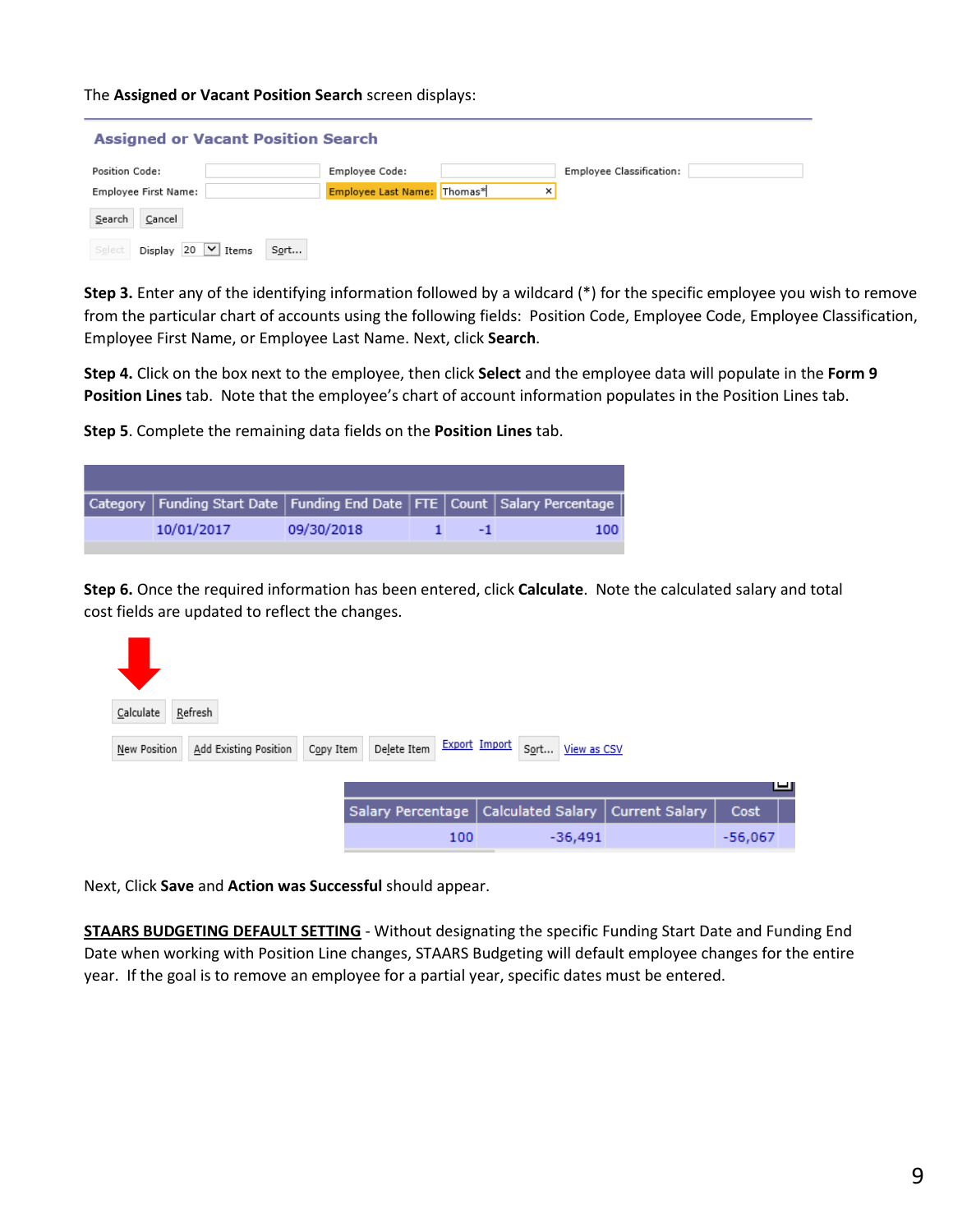The **Assigned or Vacant Position Search** screen displays:

**Assigned or Vacant Position Search**

| Position Code: | | Employee Code: | | Employee Classification: | |
|---|---|---|---|---|---|
| Employee First Name: | | Employee Last Name: | Thomas* | | |

Search | Cancel

Select | Display 20 Items | Sort...

**Step 3.** Enter any of the identifying information followed by a wildcard (*) for the specific employee you wish to remove from the particular chart of accounts using the following fields: Position Code, Employee Code, Employee Classification, Employee First Name, or Employee Last Name. Next, click **Search**.

**Step 4.** Click on the box next to the employee, then click **Select** and the employee data will populate in the **Form 9 Position Lines** tab. Note that the employee's chart of account information populates in the Position Lines tab.

**Step 5**. Complete the remaining data fields on the **Position Lines** tab.

| Category | Funding Start Date | Funding End Date | FTE | Count | Salary Percentage |
|---|---|---|---|---|---|
| | 10/01/2017 | 09/30/2018 | 1 | -1 | 100 |

**Step 6.** Once the required information has been entered, click **Calculate**. Note the calculated salary and total cost fields are updated to reflect the changes.

Calculate | Refresh

New Position | Add Existing Position | Copy Item | Delete Item | Export | Import | Sort... | View as CSV

| Salary Percentage | Calculated Salary | Current Salary | Cost |
|---|---|---|---|
| 100 | -36,491 | | -56,067 |

Next, Click **Save** and **Action was Successful** should appear.

**STAARS BUDGETING DEFAULT SETTING** - Without designating the specific Funding Start Date and Funding End Date when working with Position Line changes, STAARS Budgeting will default employee changes for the entire year. If the goal is to remove an employee for a partial year, specific dates must be entered.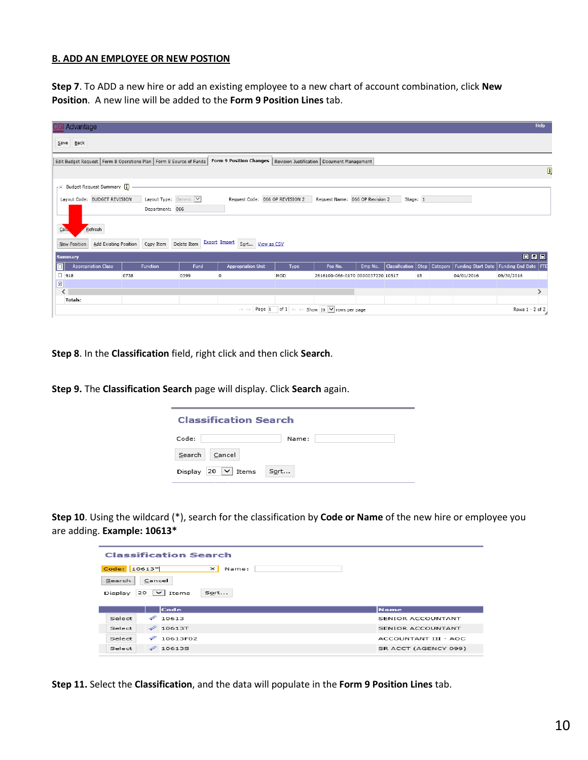## B. ADD AN EMPLOYEE OR NEW POSTION

**Step 7**. To ADD a new hire or add an existing employee to a new chart of account combination, click **New Position**. A new line will be added to the **Form 9 Position Lines** tab.

**Step 8**. In the **Classification** field, right click and then click **Search**.

**Step 9.** The **Classification Search** page will display. Click **Search** again.

**Step 10**. Using the wildcard (*), search for the classification by **Code or Name** of the new hire or employee you are adding. **Example: 10613***

**Step 11.** Select the **Classification**, and the data will populate in the **Form 9 Position Lines** tab.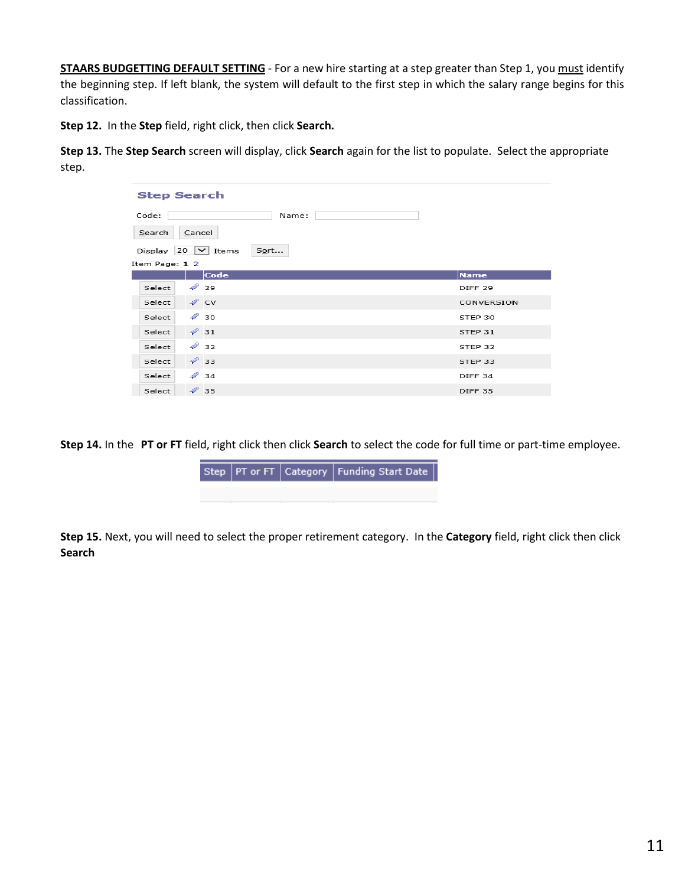**STAARS BUDGETTING DEFAULT SETTING** - For a new hire starting at a step greater than Step 1, you must identify the beginning step. If left blank, the system will default to the first step in which the salary range begins for this classification.

**Step 12.** In the **Step** field, right click, then click **Search.**

**Step 13.** The **Step Search** screen will display, click **Search** again for the list to populate. Select the appropriate step.

**Step Search**

Code: Name:

Search Cancel

Display 20 Items Sort...

Item Page: 1 2

| | Code | Name |
|---|---|---|
| Select | 29 | DIFF 29 |
| Select | CV | CONVERSION |
| Select | 30 | STEP 30 |
| Select | 31 | STEP 31 |
| Select | 32 | STEP 32 |
| Select | 33 | STEP 33 |
| Select | 34 | DIFF 34 |
| Select | 35 | DIFF 35 |

**Step 14.** In the **PT or FT** field, right click then click **Search** to select the code for full time or part-time employee.

| Step | PT or FT | Category | Funding Start Date |
|---|---|---|---|
| | | | |

**Step 15.** Next, you will need to select the proper retirement category. In the **Category** field, right click then click **Search**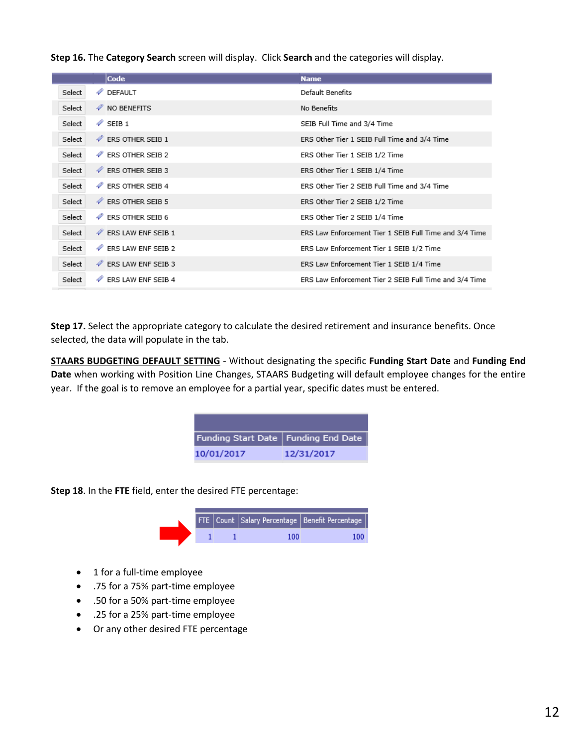**Step 16.** The **Category Search** screen will display. Click **Search** and the categories will display.

| | Code | Name |
|---|---|---|
| Select | DEFAULT | Default Benefits |
| Select | NO BENEFITS | No Benefits |
| Select | SEIB 1 | SEIB Full Time and 3/4 Time |
| Select | ERS OTHER SEIB 1 | ERS Other Tier 1 SEIB Full Time and 3/4 Time |
| Select | ERS OTHER SEIB 2 | ERS Other Tier 1 SEIB 1/2 Time |
| Select | ERS OTHER SEIB 3 | ERS Other Tier 1 SEIB 1/4 Time |
| Select | ERS OTHER SEIB 4 | ERS Other Tier 2 SEIB Full Time and 3/4 Time |
| Select | ERS OTHER SEIB 5 | ERS Other Tier 2 SEIB 1/2 Time |
| Select | ERS OTHER SEIB 6 | ERS Other Tier 2 SEIB 1/4 Time |
| Select | ERS LAW ENF SEIB 1 | ERS Law Enforcement Tier 1 SEIB Full Time and 3/4 Time |
| Select | ERS LAW ENF SEIB 2 | ERS Law Enforcement Tier 1 SEIB 1/2 Time |
| Select | ERS LAW ENF SEIB 3 | ERS Law Enforcement Tier 1 SEIB 1/4 Time |
| Select | ERS LAW ENF SEIB 4 | ERS Law Enforcement Tier 2 SEIB Full Time and 3/4 Time |

**Step 17.** Select the appropriate category to calculate the desired retirement and insurance benefits. Once selected, the data will populate in the tab.

**STAARS BUDGETING DEFAULT SETTING** - Without designating the specific **Funding Start Date** and **Funding End Date** when working with Position Line Changes, STAARS Budgeting will default employee changes for the entire year. If the goal is to remove an employee for a partial year, specific dates must be entered.

| Funding Start Date | Funding End Date |
|---|---|
| 10/01/2017 | 12/31/2017 |

**Step 18**. In the **FTE** field, enter the desired FTE percentage:

| FTE | Count | Salary Percentage | Benefit Percentage |
|---|---|---|---|
| 1 | 1 | 100 | 100 |

- 1 for a full-time employee
- .75 for a 75% part-time employee
- .50 for a 50% part-time employee
- .25 for a 25% part-time employee
- Or any other desired FTE percentage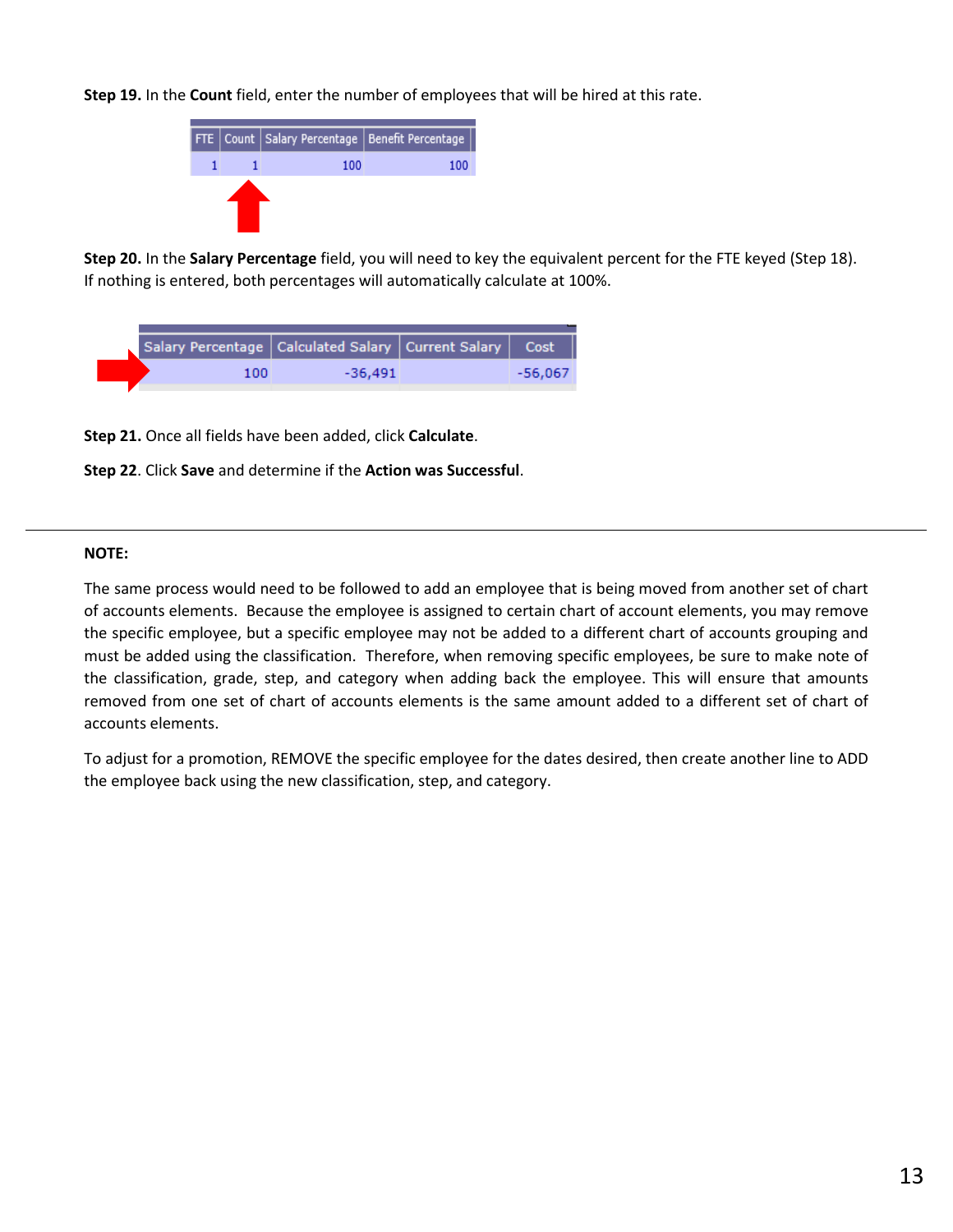**Step 19.** In the **Count** field, enter the number of employees that will be hired at this rate.

| FTE | Count | Salary Percentage | Benefit Percentage |
|---|---|---|---|
| 1 | 1 | 100 | 100 |

**Step 20.** In the **Salary Percentage** field, you will need to key the equivalent percent for the FTE keyed (Step 18). If nothing is entered, both percentages will automatically calculate at 100%.

| Salary Percentage | Calculated Salary | Current Salary | Cost |
|---|---|---|---|
| 100 | -36,491 | | -56,067 |

**Step 21.** Once all fields have been added, click **Calculate**.

**Step 22**. Click **Save** and determine if the **Action was Successful**.

---

**NOTE:**

The same process would need to be followed to add an employee that is being moved from another set of chart of accounts elements. Because the employee is assigned to certain chart of account elements, you may remove the specific employee, but a specific employee may not be added to a different chart of accounts grouping and must be added using the classification. Therefore, when removing specific employees, be sure to make note of the classification, grade, step, and category when adding back the employee. This will ensure that amounts removed from one set of chart of accounts elements is the same amount added to a different set of chart of accounts elements.

To adjust for a promotion, REMOVE the specific employee for the dates desired, then create another line to ADD the employee back using the new classification, step, and category.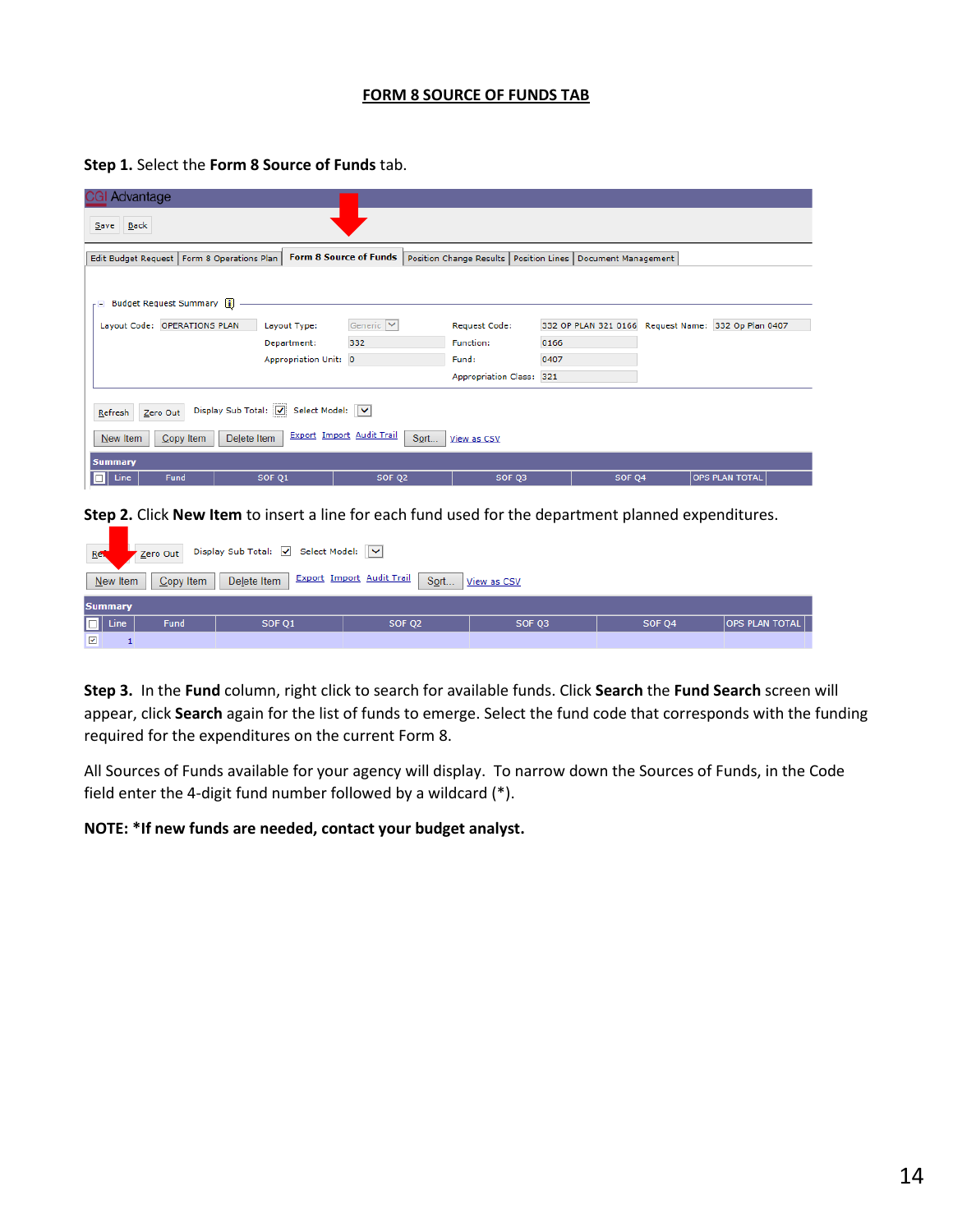# FORM 8 SOURCE OF FUNDS TAB

**Step 1.** Select the **Form 8 Source of Funds** tab.

**Step 2.** Click **New Item** to insert a line for each fund used for the department planned expenditures.

**Step 3.** In the **Fund** column, right click to search for available funds. Click **Search** the **Fund Search** screen will appear, click **Search** again for the list of funds to emerge. Select the fund code that corresponds with the funding required for the expenditures on the current Form 8.

All Sources of Funds available for your agency will display. To narrow down the Sources of Funds, in the Code field enter the 4-digit fund number followed by a wildcard (*).

**NOTE: *If new funds are needed, contact your budget analyst.**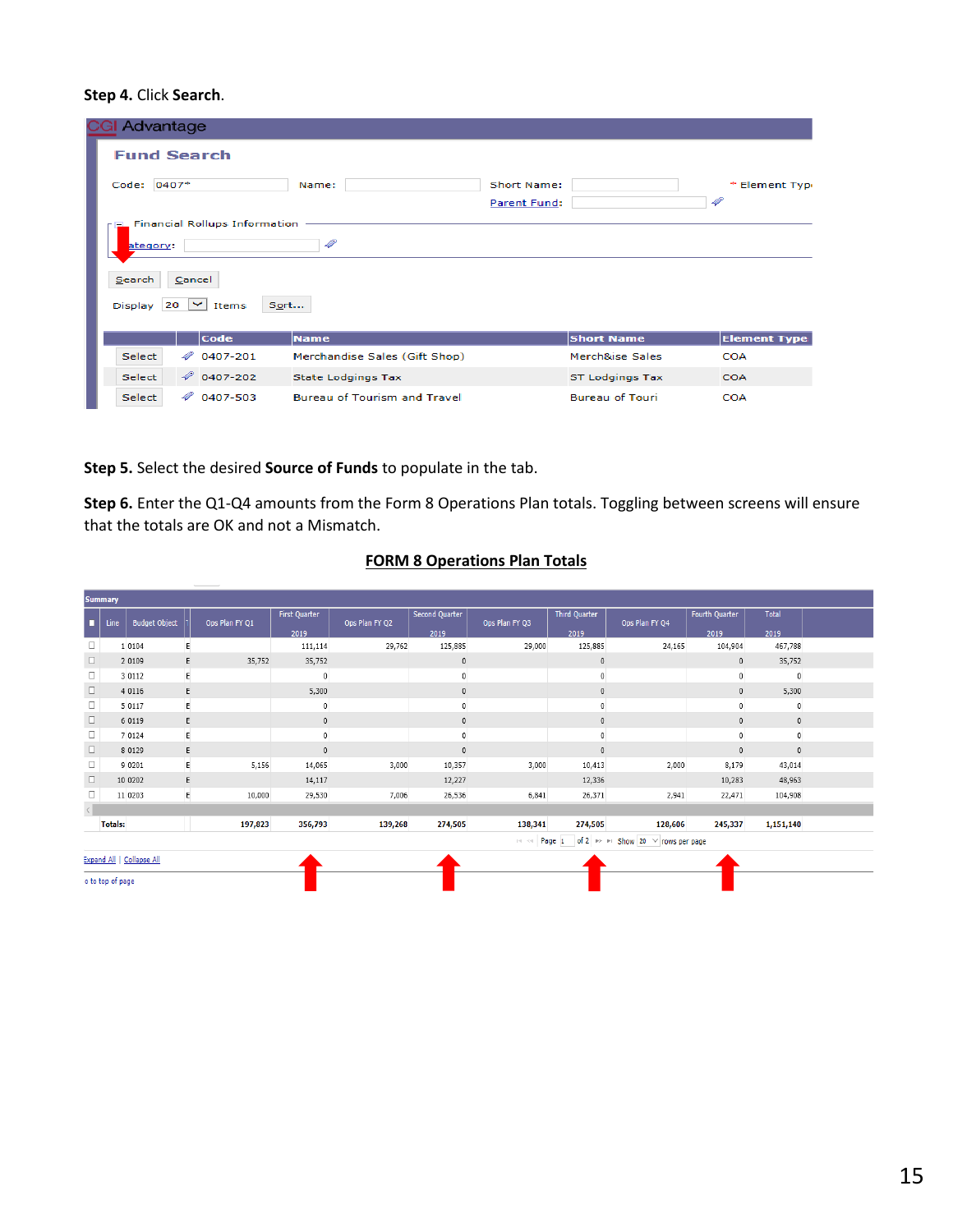**Step 4.** Click **Search**.

CGI Advantage

**Fund Search**

Code: 0407* Name: Short Name: * Element Type

Parent Fund:

Financial Rollups Information

Category:

Search Cancel

Display 20 Items Sort...

| | | Code | Name | Short Name | Element Type |
|---|---|---|---|---|---|
| Select | | 0407-201 | Merchandise Sales (Gift Shop) | Merch&ise Sales | COA |
| Select | | 0407-202 | State Lodgings Tax | ST Lodgings Tax | COA |
| Select | | 0407-503 | Bureau of Tourism and Travel | Bureau of Touri | COA |

**Step 5.** Select the desired **Source of Funds** to populate in the tab.

**Step 6.** Enter the Q1-Q4 amounts from the Form 8 Operations Plan totals. Toggling between screens will ensure that the totals are OK and not a Mismatch.

**FORM 8 Operations Plan Totals**

Summary

| Line | Budget Object | | Ops Plan FY Q1 | First Quarter 2019 | Ops Plan FY Q2 | Second Quarter 2019 | Ops Plan FY Q3 | Third Quarter 2019 | Ops Plan FY Q4 | Fourth Quarter 2019 | Total 2019 |
|---|---|---|---|---|---|---|---|---|---|---|---|
| 1 | 0104 | E | | 111,114 | 29,762 | 125,885 | 29,000 | 125,885 | 24,165 | 104,904 | 467,788 |
| 2 | 0109 | E | 35,752 | 35,752 | | 0 | | 0 | | 0 | 35,752 |
| 3 | 0112 | E | | 0 | | 0 | | 0 | | 0 | 0 |
| 4 | 0116 | E | | 5,300 | | 0 | | 0 | | 0 | 5,300 |
| 5 | 0117 | E | | 0 | | 0 | | 0 | | 0 | 0 |
| 6 | 0119 | E | | 0 | | 0 | | 0 | | 0 | 0 |
| 7 | 0124 | E | | 0 | | 0 | | 0 | | 0 | 0 |
| 8 | 0129 | E | | 0 | | 0 | | 0 | | 0 | 0 |
| 9 | 0201 | E | 5,156 | 14,065 | 3,000 | 10,357 | 3,000 | 10,413 | 2,000 | 8,179 | 43,014 |
| 10 | 0202 | E | | 14,117 | | 12,227 | | 12,336 | | 10,283 | 48,963 |
| 11 | 0203 | E | 10,000 | 29,530 | 7,006 | 26,536 | 6,841 | 26,371 | 2,941 | 22,471 | 104,908 |
| Totals: | | | 197,823 | 356,793 | 139,268 | 274,505 | 138,341 | 274,505 | 128,606 | 245,337 | 1,151,140 |

Page 1 of 2 Show 20 rows per page

Expand All | Collapse All

o to top of page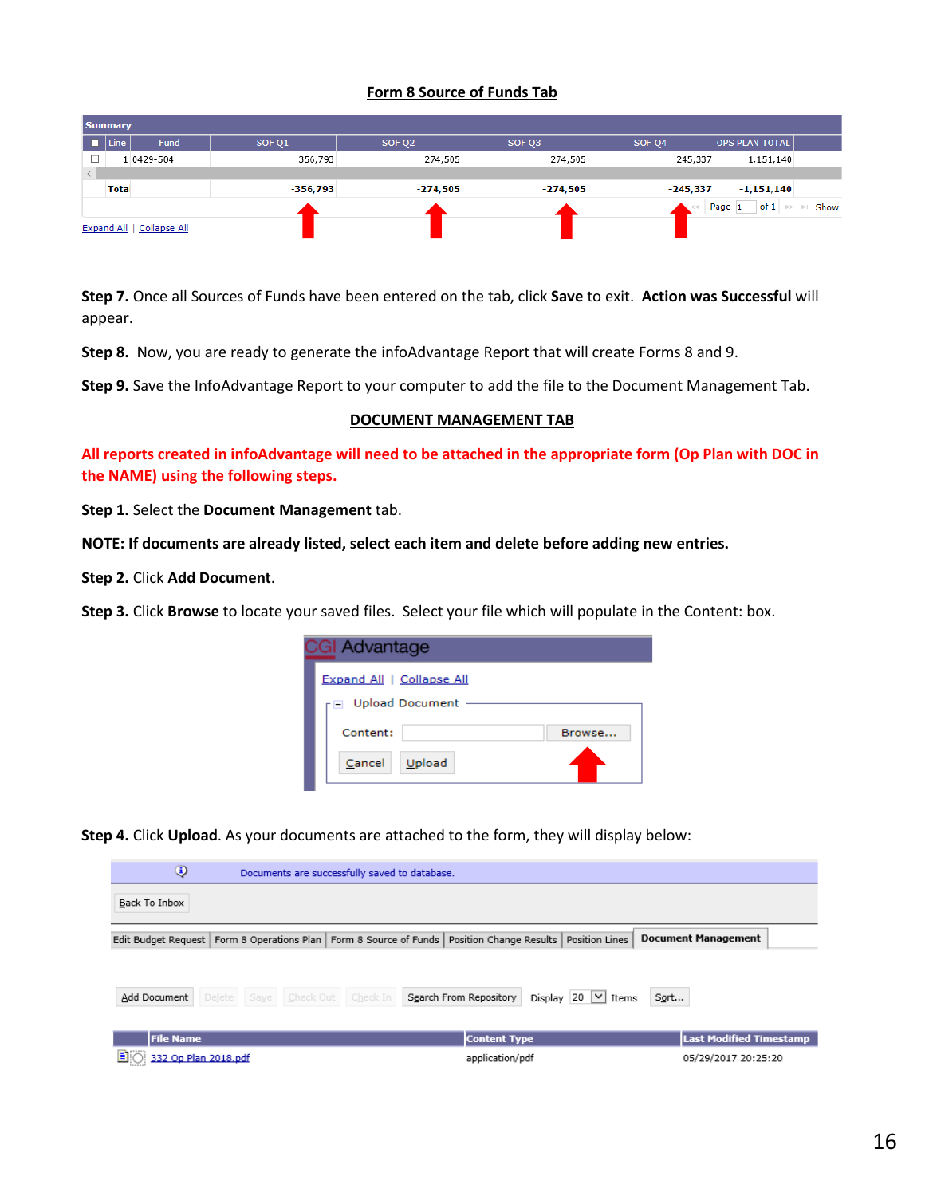## Form 8 Source of Funds Tab

| Line | Fund | SOF Q1 | SOF Q2 | SOF Q3 | SOF Q4 | OPS PLAN TOTAL |
|---|---|---|---|---|---|---|
| 1 | 0429-504 | 356,793 | 274,505 | 274,505 | 245,337 | 1,151,140 |
| Total | | -356,793 | -274,505 | -274,505 | -245,337 | -1,151,140 |

**Step 7.** Once all Sources of Funds have been entered on the tab, click **Save** to exit. **Action was Successful** will appear.

**Step 8.** Now, you are ready to generate the infoAdvantage Report that will create Forms 8 and 9.

**Step 9.** Save the InfoAdvantage Report to your computer to add the file to the Document Management Tab.

## DOCUMENT MANAGEMENT TAB

**All reports created in infoAdvantage will need to be attached in the appropriate form (Op Plan with DOC in the NAME) using the following steps.**

**Step 1.** Select the **Document Management** tab.

**NOTE: If documents are already listed, select each item and delete before adding new entries.**

**Step 2.** Click **Add Document**.

**Step 3.** Click **Browse** to locate your saved files. Select your file which will populate in the Content: box.

CGI Advantage

Expand All | Collapse All

Upload Document

Content: Browse...

Cancel Upload

**Step 4.** Click **Upload**. As your documents are attached to the form, they will display below:

Documents are successfully saved to database.

Back To Inbox

Edit Budget Request | Form 8 Operations Plan | Form 8 Source of Funds | Position Change Results | Position Lines | Document Management

Add Document | Delete | Save | Check Out | Check In | Search From Repository | Display 20 Items | Sort...

| File Name | Content Type | Last Modified Timestamp |
|---|---|---|
| 332 Op Plan 2018.pdf | application/pdf | 05/29/2017 20:25:20 |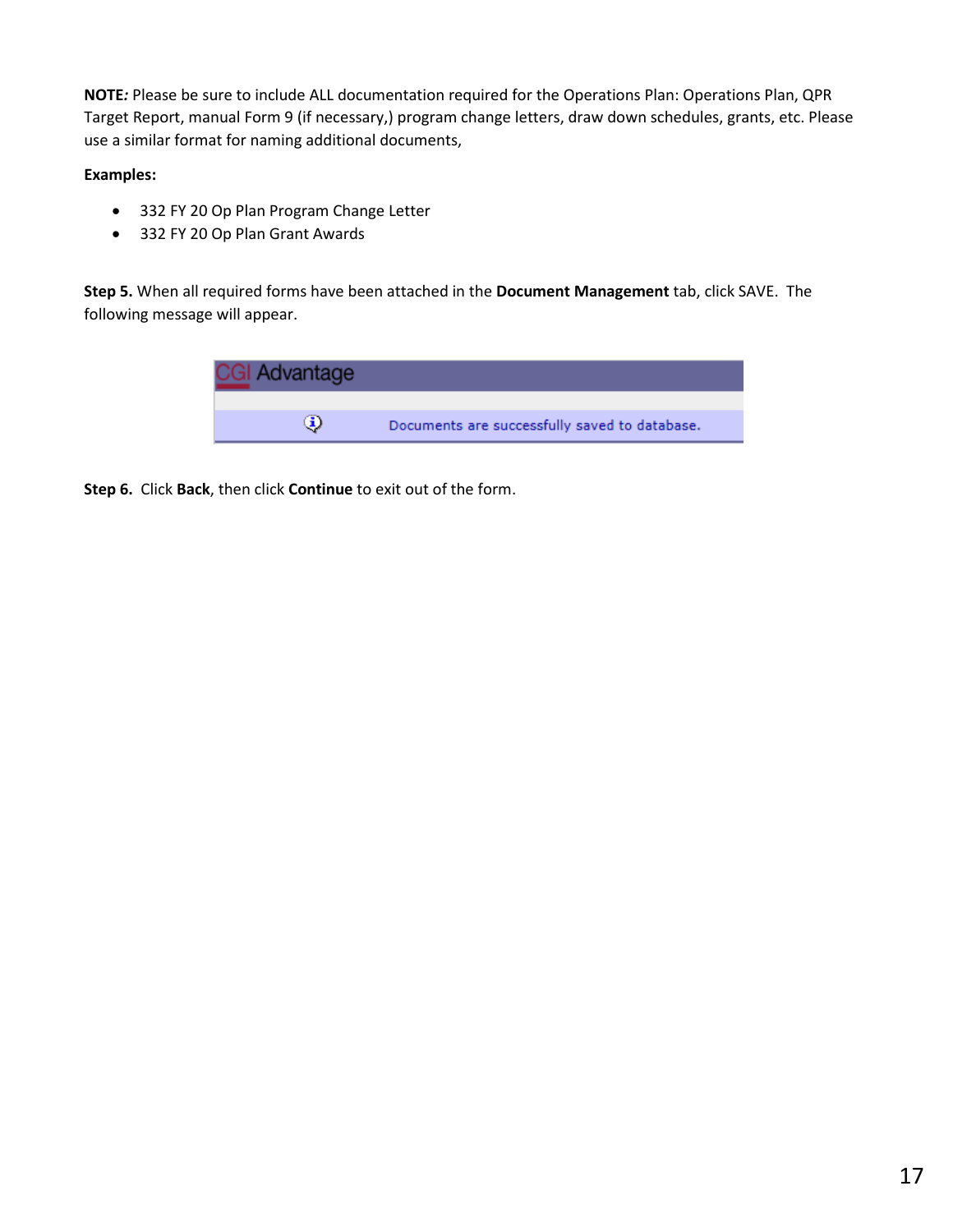**NOTE*:*** Please be sure to include ALL documentation required for the Operations Plan: Operations Plan, QPR Target Report, manual Form 9 (if necessary,) program change letters, draw down schedules, grants, etc. Please use a similar format for naming additional documents,

**Examples:**

- 332 FY 20 Op Plan Program Change Letter
- 332 FY 20 Op Plan Grant Awards

**Step 5.** When all required forms have been attached in the **Document Management** tab, click SAVE. The following message will appear.

CGI Advantage

Documents are successfully saved to database.

**Step 6.** Click **Back**, then click **Continue** to exit out of the form.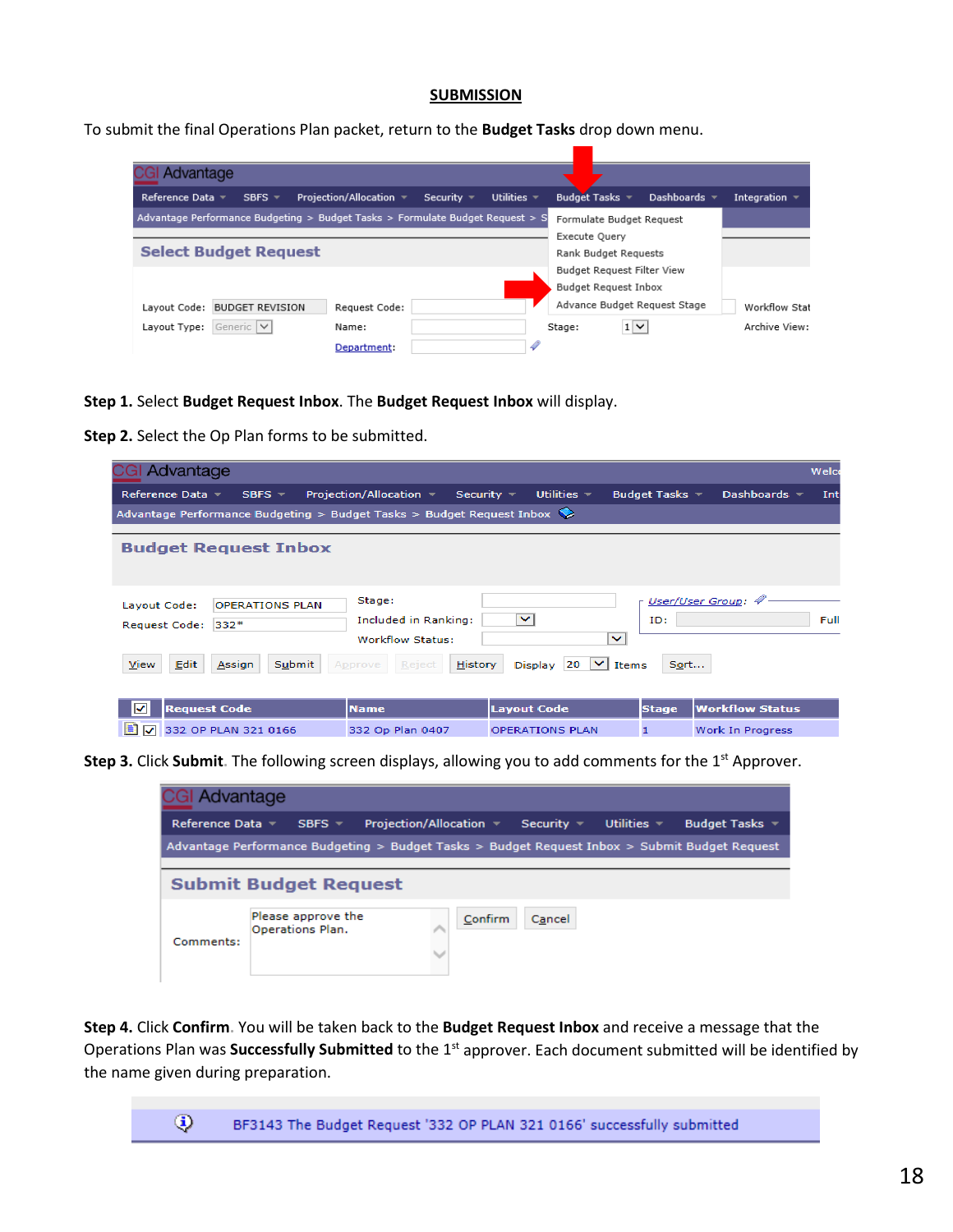## SUBMISSION

To submit the final Operations Plan packet, return to the **Budget Tasks** drop down menu.

**Step 1.** Select **Budget Request Inbox**. The **Budget Request Inbox** will display.

**Step 2.** Select the Op Plan forms to be submitted.

**Step 3.** Click **Submit**. The following screen displays, allowing you to add comments for the 1st Approver.

**Step 4.** Click **Confirm**. You will be taken back to the **Budget Request Inbox** and receive a message that the Operations Plan was **Successfully Submitted** to the 1st approver. Each document submitted will be identified by the name given during preparation.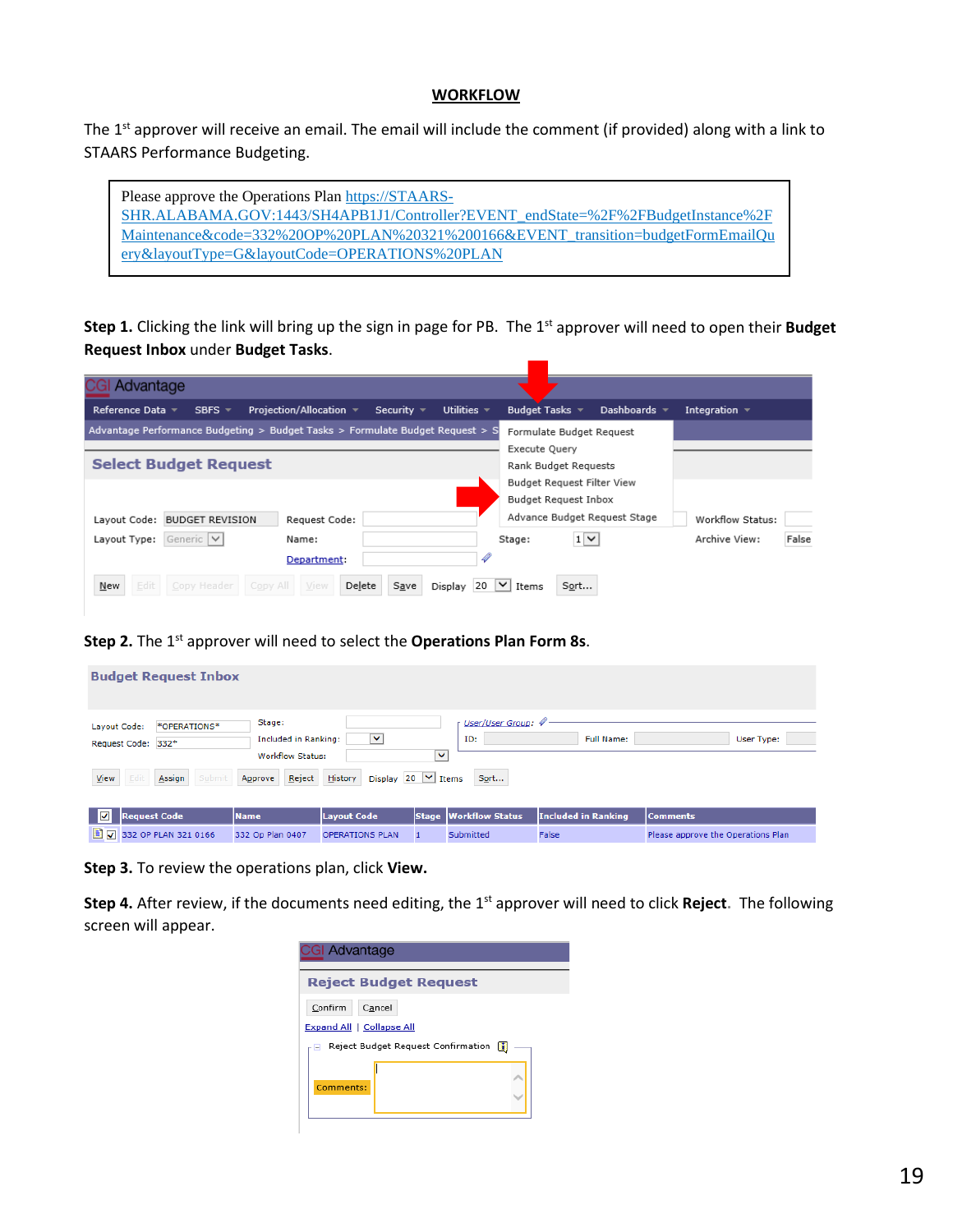## WORKFLOW

The 1st approver will receive an email. The email will include the comment (if provided) along with a link to STAARS Performance Budgeting.

> Please approve the Operations Plan https://STAARS-SHR.ALABAMA.GOV:1443/SH4APB1J1/Controller?EVENT_endState=%2F%2FBudgetInstance%2FMaintenance&code=332%20OP%20PLAN%20321%200166&EVENT_transition=budgetFormEmailQuery&layoutType=G&layoutCode=OPERATIONS%20PLAN

**Step 1.** Clicking the link will bring up the sign in page for PB. The 1st approver will need to open their **Budget Request Inbox** under **Budget Tasks**.

**Step 2.** The 1st approver will need to select the **Operations Plan Form 8s**.

**Step 3.** To review the operations plan, click **View.**

**Step 4.** After review, if the documents need editing, the 1st approver will need to click **Reject**. The following screen will appear.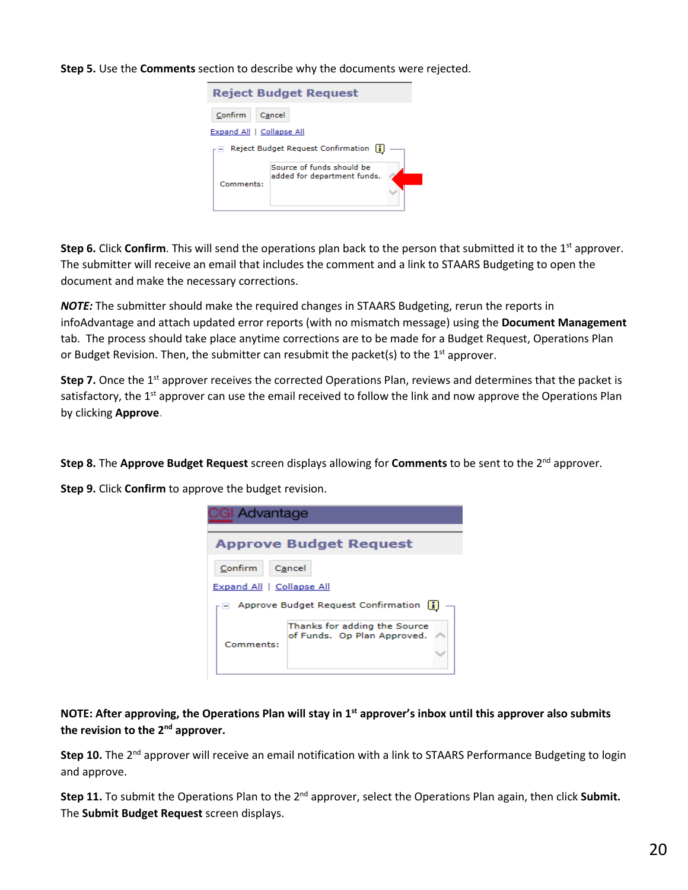**Step 5.** Use the **Comments** section to describe why the documents were rejected.

**Step 6.** Click **Confirm**. This will send the operations plan back to the person that submitted it to the 1st approver. The submitter will receive an email that includes the comment and a link to STAARS Budgeting to open the document and make the necessary corrections.

***NOTE:*** The submitter should make the required changes in STAARS Budgeting, rerun the reports in infoAdvantage and attach updated error reports (with no mismatch message) using the **Document Management** tab. The process should take place anytime corrections are to be made for a Budget Request, Operations Plan or Budget Revision. Then, the submitter can resubmit the packet(s) to the 1st approver.

**Step 7.** Once the 1st approver receives the corrected Operations Plan, reviews and determines that the packet is satisfactory, the 1st approver can use the email received to follow the link and now approve the Operations Plan by clicking **Approve**.

**Step 8.** The **Approve Budget Request** screen displays allowing for **Comments** to be sent to the 2nd approver.

**Step 9.** Click **Confirm** to approve the budget revision.

**NOTE: After approving, the Operations Plan will stay in 1st approver's inbox until this approver also submits the revision to the 2nd approver.**

**Step 10.** The 2nd approver will receive an email notification with a link to STAARS Performance Budgeting to login and approve.

**Step 11.** To submit the Operations Plan to the 2nd approver, select the Operations Plan again, then click **Submit.** The **Submit Budget Request** screen displays.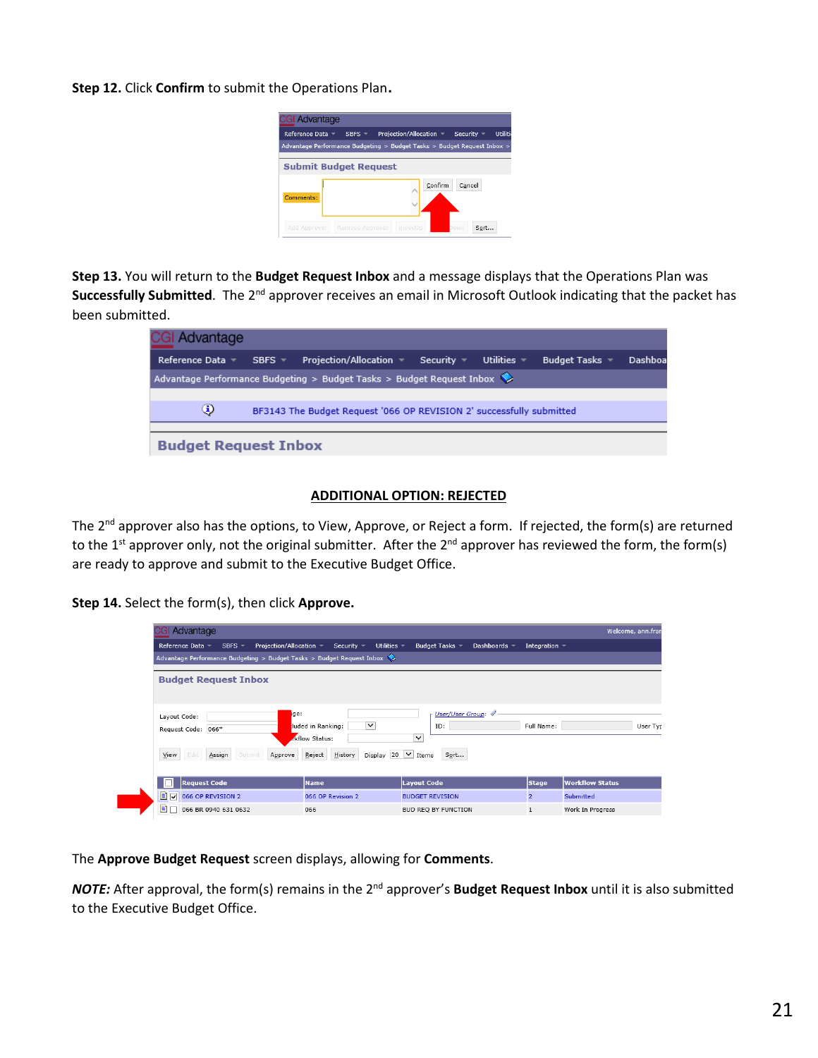**Step 12.** Click **Confirm** to submit the Operations Plan**.**

**Step 13.** You will return to the **Budget Request Inbox** and a message displays that the Operations Plan was **Successfully Submitted**. The 2nd approver receives an email in Microsoft Outlook indicating that the packet has been submitted.

## ADDITIONAL OPTION: REJECTED

The 2nd approver also has the options, to View, Approve, or Reject a form. If rejected, the form(s) are returned to the 1st approver only, not the original submitter. After the 2nd approver has reviewed the form, the form(s) are ready to approve and submit to the Executive Budget Office.

**Step 14.** Select the form(s), then click **Approve.**

The **Approve Budget Request** screen displays, allowing for **Comments**.

***NOTE:*** After approval, the form(s) remains in the 2nd approver's **Budget Request Inbox** until it is also submitted to the Executive Budget Office.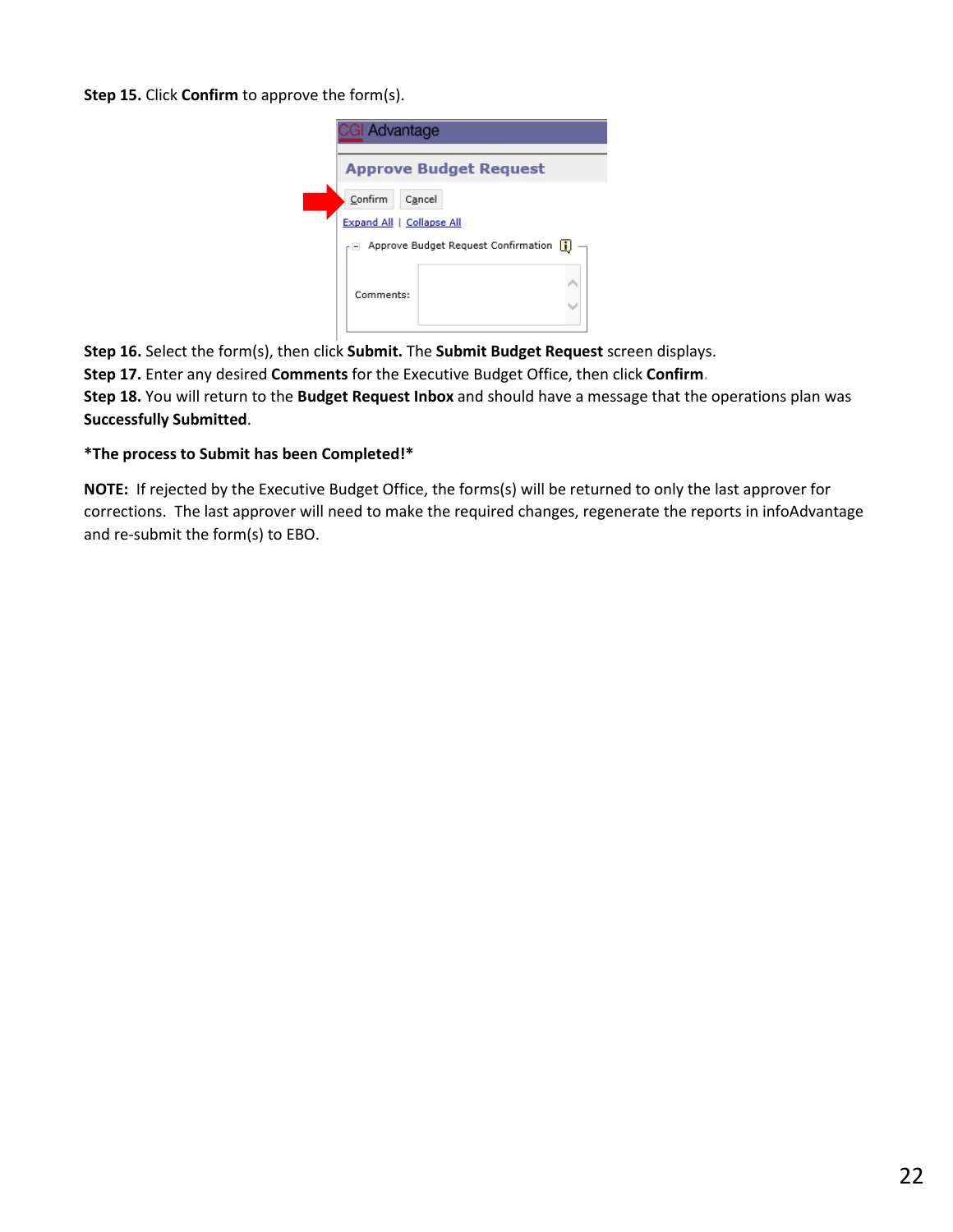**Step 15.** Click **Confirm** to approve the form(s).

**Step 16.** Select the form(s), then click **Submit.** The **Submit Budget Request** screen displays.
**Step 17.** Enter any desired **Comments** for the Executive Budget Office, then click **Confirm**.
**Step 18.** You will return to the **Budget Request Inbox** and should have a message that the operations plan was **Successfully Submitted**.

**\*The process to Submit has been Completed!\***

**NOTE:** If rejected by the Executive Budget Office, the forms(s) will be returned to only the last approver for corrections. The last approver will need to make the required changes, regenerate the reports in infoAdvantage and re-submit the form(s) to EBO.